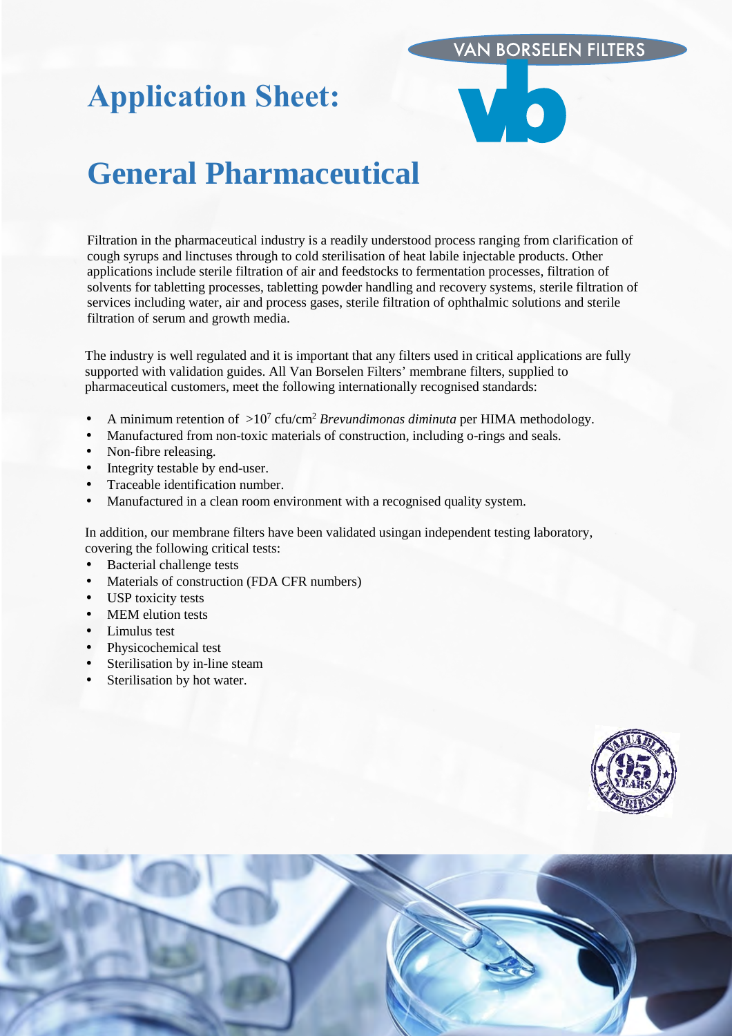# Application Sheet:

# General Pharmaceutical

Filtration in the pharmaceutical industry is a readily understood process ranging from clarification of cough syrups and linctuses through to cold sterilisation of heat labile injectable products. Other applications include sterile filtration of air and feedstocks to fermentation processes, filtration of solvents for tabletting processes, tabletting powder handling and recovery systems, sterile filtration of services including water, air and process gases, sterile filtration of ophthalmic solutions and sterile filtration of serum and growth media.

The industry is well regulated and it is important that any filters used in critical applications are fully supported with validation guides. All Van Borselen Filters' membrane filters, supplied to pharmaceutical customers, meet the following internationally recognised standards:

- A minimum retention of $>10^7$ cfu/cm$^2$ *Brevundimonas diminuta* per HIMA methodology.
- Manufactured from non-toxic materials of construction, including o-rings and seals.
- Non-fibre releasing.
- Integrity testable by end-user.
- Traceable identification number.
- Manufactured in a clean room environment with a recognised quality system.

In addition, our membrane filters have been validated usingan independent testing laboratory, covering the following critical tests:

- Bacterial challenge tests
- Materials of construction (FDA CFR numbers)
- USP toxicity tests
- MEM elution tests
- Limulus test
- Physicochemical test
- Sterilisation by in-line steam
- Sterilisation by hot water.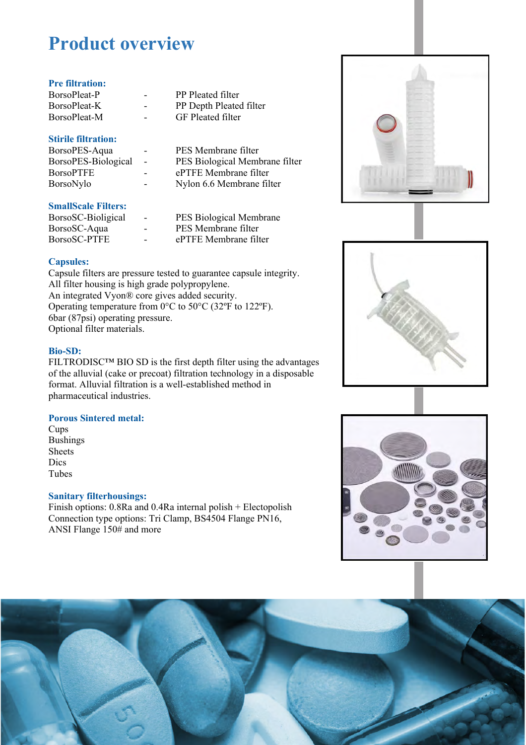# Product overview

### Pre filtration:

| | | |
|---|---|---|
| BorsoPleat-P | - | PP Pleated filter |
| BorsoPleat-K | - | PP Depth Pleated filter |
| BorsoPleat-M | - | GF Pleated filter |

### Stirile filtration:

| | | |
|---|---|---|
| BorsoPES-Aqua | - | PES Membrane filter |
| BorsoPES-Biological | - | PES Biological Membrane filter |
| BorsoPTFE | - | ePTFE Membrane filter |
| BorsoNylo | - | Nylon 6.6 Membrane filter |

### SmallScale Filters:

| | | |
|---|---|---|
| BorsoSC-Bioligical | - | PES Biological Membrane |
| BorsoSC-Aqua | - | PES Membrane filter |
| BorsoSC-PTFE | - | ePTFE Membrane filter |

### Capsules:

Capsule filters are pressure tested to guarantee capsule integrity.
All filter housing is high grade polypropylene.
An integrated Vyon® core gives added security.
Operating temperature from 0°C to 50°C (32ºF to 122ºF).
6bar (87psi) operating pressure.
Optional filter materials.

### Bio-SD:

FILTRODISC™ BIO SD is the first depth filter using the advantages of the alluvial (cake or precoat) filtration technology in a disposable format. Alluvial filtration is a well-established method in pharmaceutical industries.

### Porous Sintered metal:

Cups
Bushings
Sheets
Dics
Tubes

### Sanitary filterhousings:

Finish options: 0.8Ra and 0.4Ra internal polish + Electopolish
Connection type options: Tri Clamp, BS4504 Flange PN16,
ANSI Flange 150# and more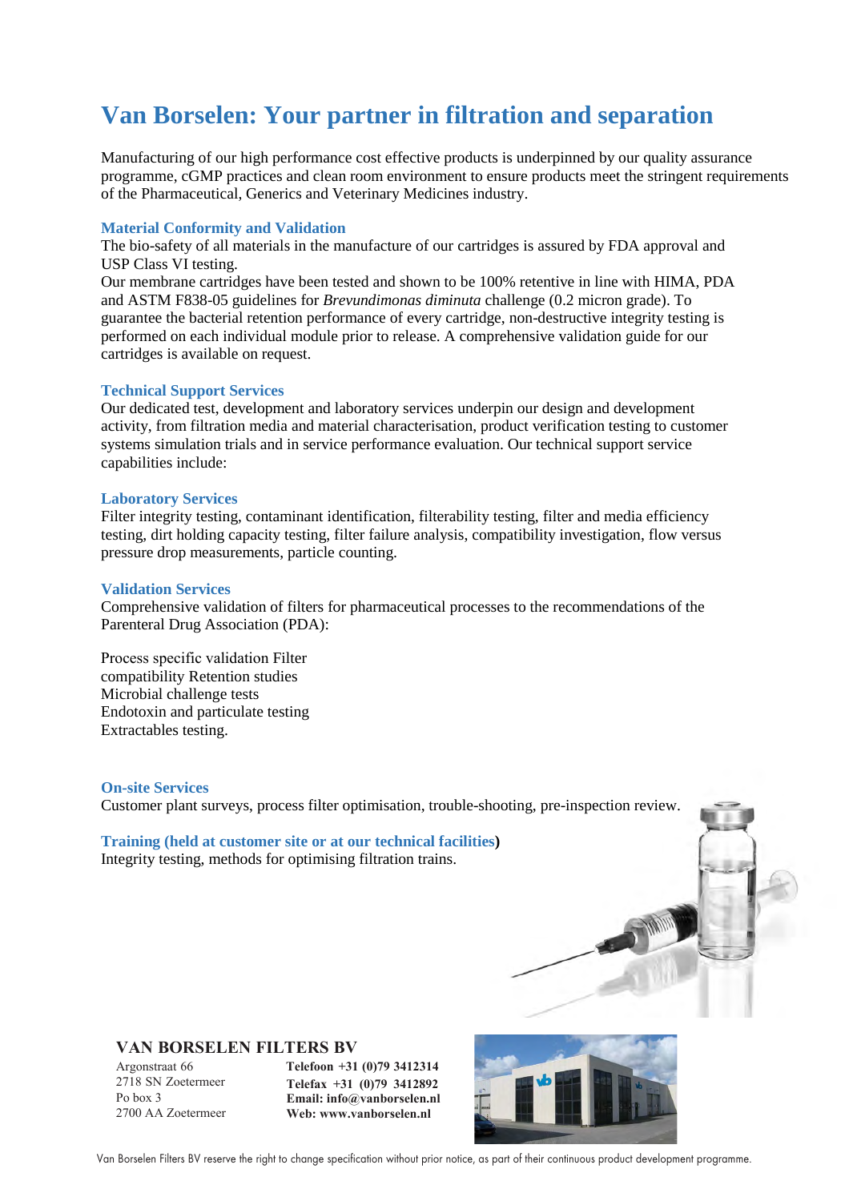# Van Borselen: Your partner in filtration and separation

Manufacturing of our high performance cost effective products is underpinned by our quality assurance programme, cGMP practices and clean room environment to ensure products meet the stringent requirements of the Pharmaceutical, Generics and Veterinary Medicines industry.

### Material Conformity and Validation

The bio-safety of all materials in the manufacture of our cartridges is assured by FDA approval and USP Class VI testing.

Our membrane cartridges have been tested and shown to be 100% retentive in line with HIMA, PDA and ASTM F838-05 guidelines for *Brevundimonas diminuta* challenge (0.2 micron grade). To guarantee the bacterial retention performance of every cartridge, non-destructive integrity testing is performed on each individual module prior to release. A comprehensive validation guide for our cartridges is available on request.

### Technical Support Services

Our dedicated test, development and laboratory services underpin our design and development activity, from filtration media and material characterisation, product verification testing to customer systems simulation trials and in service performance evaluation. Our technical support service capabilities include:

### Laboratory Services

Filter integrity testing, contaminant identification, filterability testing, filter and media efficiency testing, dirt holding capacity testing, filter failure analysis, compatibility investigation, flow versus pressure drop measurements, particle counting.

### Validation Services

Comprehensive validation of filters for pharmaceutical processes to the recommendations of the Parenteral Drug Association (PDA):

Process specific validation Filter compatibility Retention studies
Microbial challenge tests
Endotoxin and particulate testing
Extractables testing.

### On-site Services

Customer plant surveys, process filter optimisation, trouble-shooting, pre-inspection review.

### Training (held at customer site or at our technical facilities)

Integrity testing, methods for optimising filtration trains.

**VAN BORSELEN FILTERS BV**

Argonstraat 66
2718 SN Zoetermeer
Po box 3
2700 AA Zoetermeer

**Telefoon +31 (0)79 3412314**
**Telefax +31 (0)79 3412892**
**Email: info@vanborselen.nl**
**Web: www.vanborselen.nl**

Van Borselen Filters BV reserve the right to change specification without prior notice, as part of their continuous product development programme.